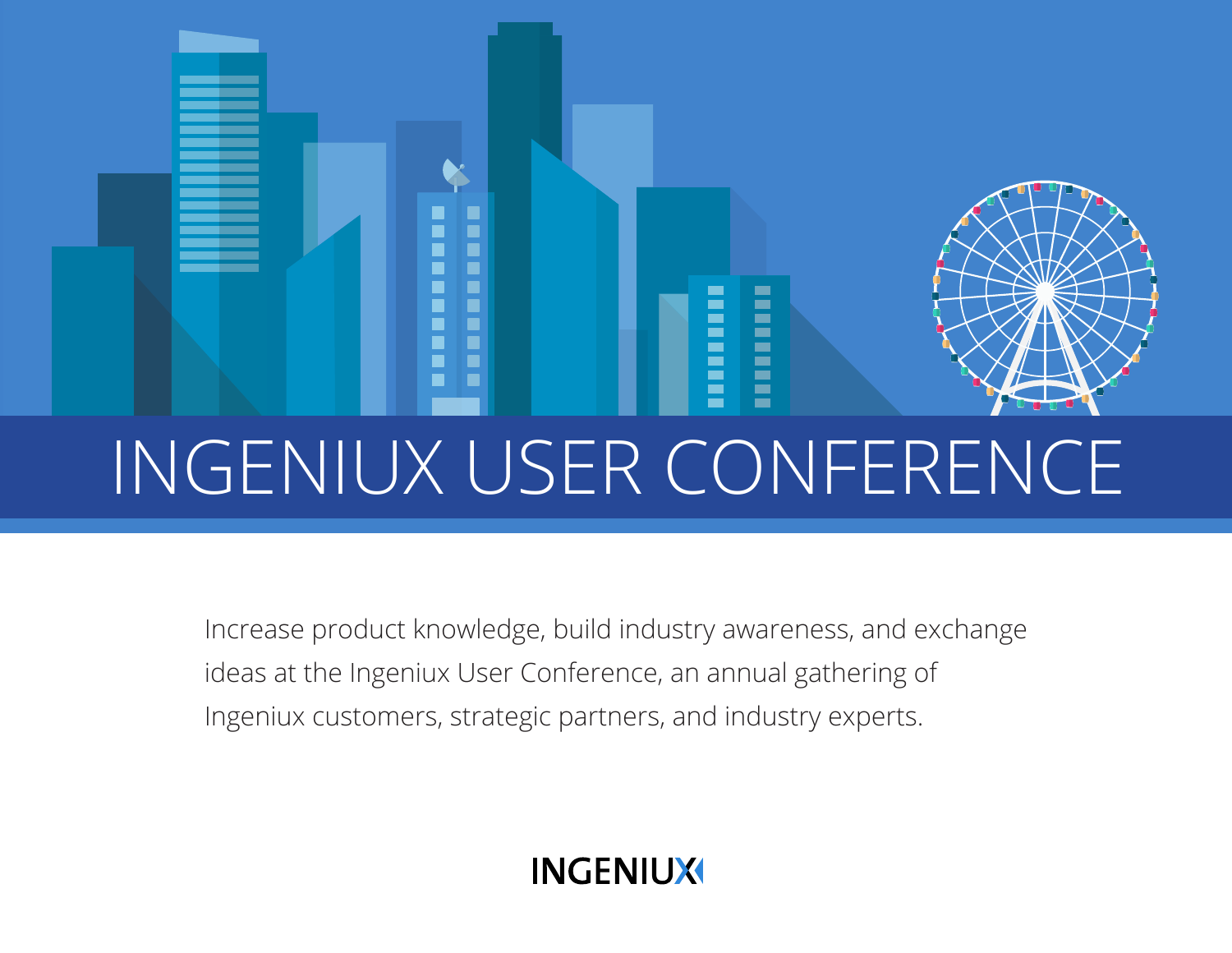# INGENIUX USER CONFERENCE

Increase product knowledge, build industry awareness, and exchange ideas at the Ingeniux User Conference, an annual gathering of Ingeniux customers, strategic partners, and industry experts.

INGENIUX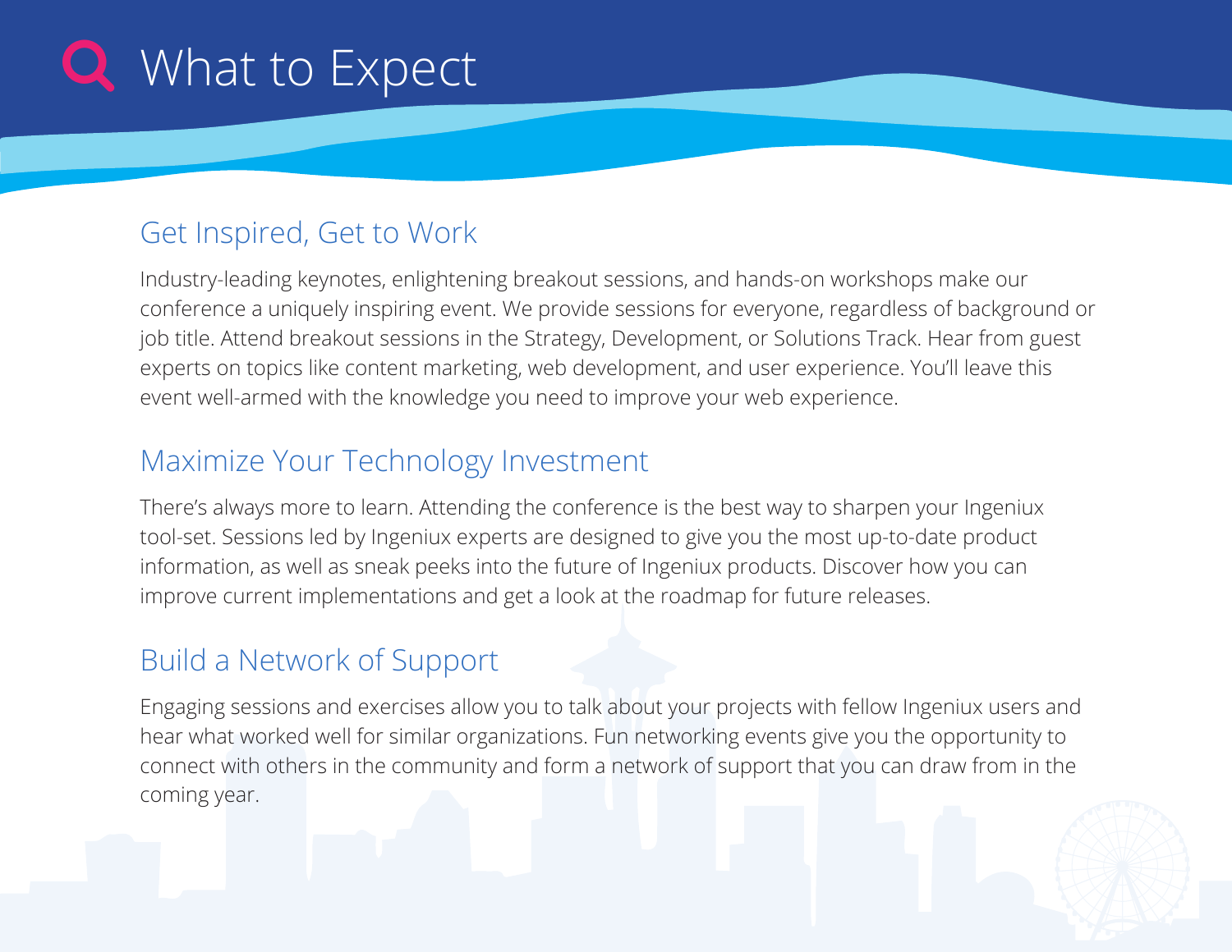# What to Expect

## Get Inspired, Get to Work

Industry-leading keynotes, enlightening breakout sessions, and hands-on workshops make our conference a uniquely inspiring event. We provide sessions for everyone, regardless of background or job title. Attend breakout sessions in the Strategy, Development, or Solutions Track. Hear from guest experts on topics like content marketing, web development, and user experience. You'll leave this event well-armed with the knowledge you need to improve your web experience.

## Maximize Your Technology Investment

There's always more to learn. Attending the conference is the best way to sharpen your Ingeniux tool-set. Sessions led by Ingeniux experts are designed to give you the most up-to-date product information, as well as sneak peeks into the future of Ingeniux products. Discover how you can improve current implementations and get a look at the roadmap for future releases.

## Build a Network of Support

Engaging sessions and exercises allow you to talk about your projects with fellow Ingeniux users and hear what worked well for similar organizations. Fun networking events give you the opportunity to connect with others in the community and form a network of support that you can draw from in the coming year.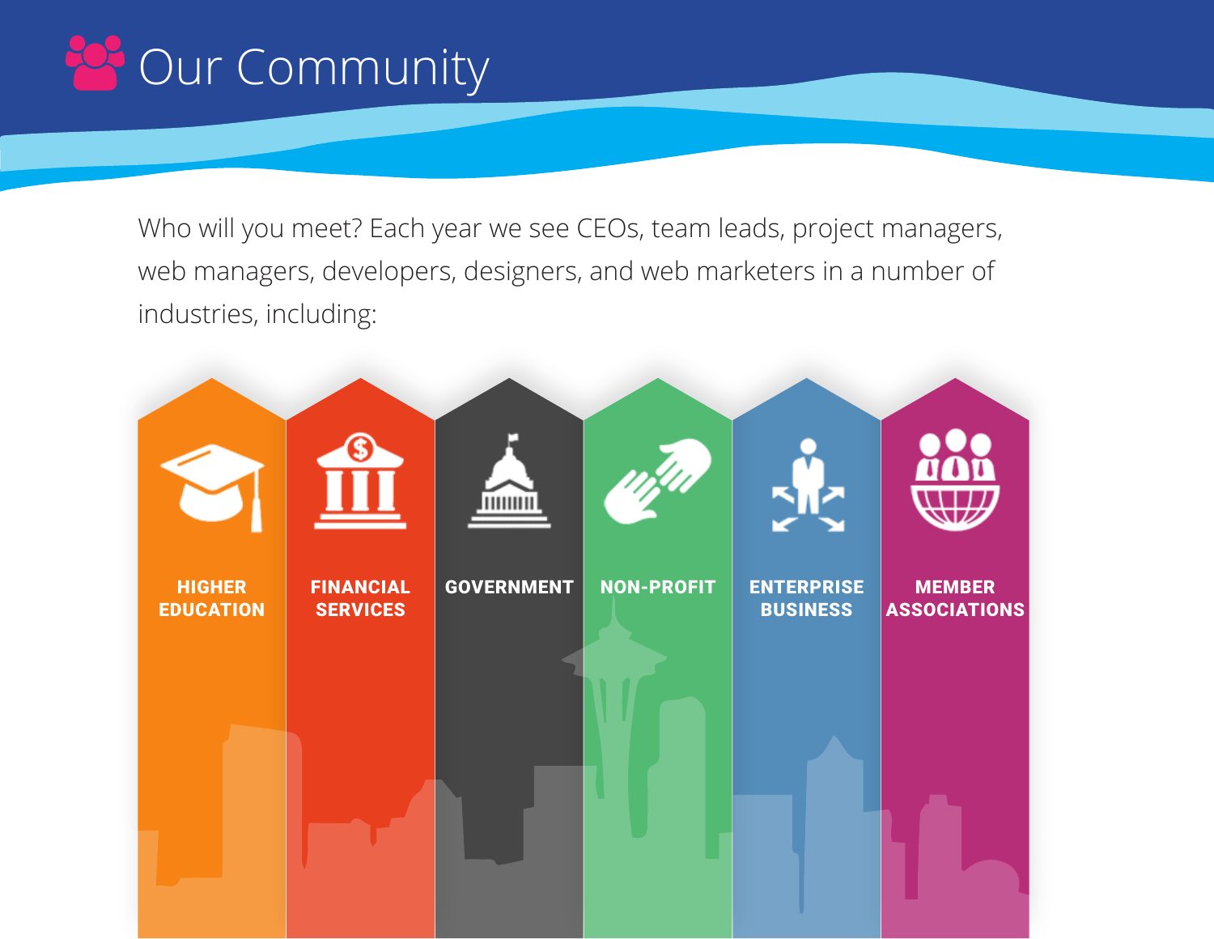# Our Community

Who will you meet? Each year we see CEOs, team leads, project managers, web managers, developers, designers, and web marketers in a number of industries, including:

- **HIGHER EDUCATION**
- **FINANCIAL SERVICES**
- **GOVERNMENT**
- **NON-PROFIT**
- **ENTERPRISE BUSINESS**
- **MEMBER ASSOCIATIONS**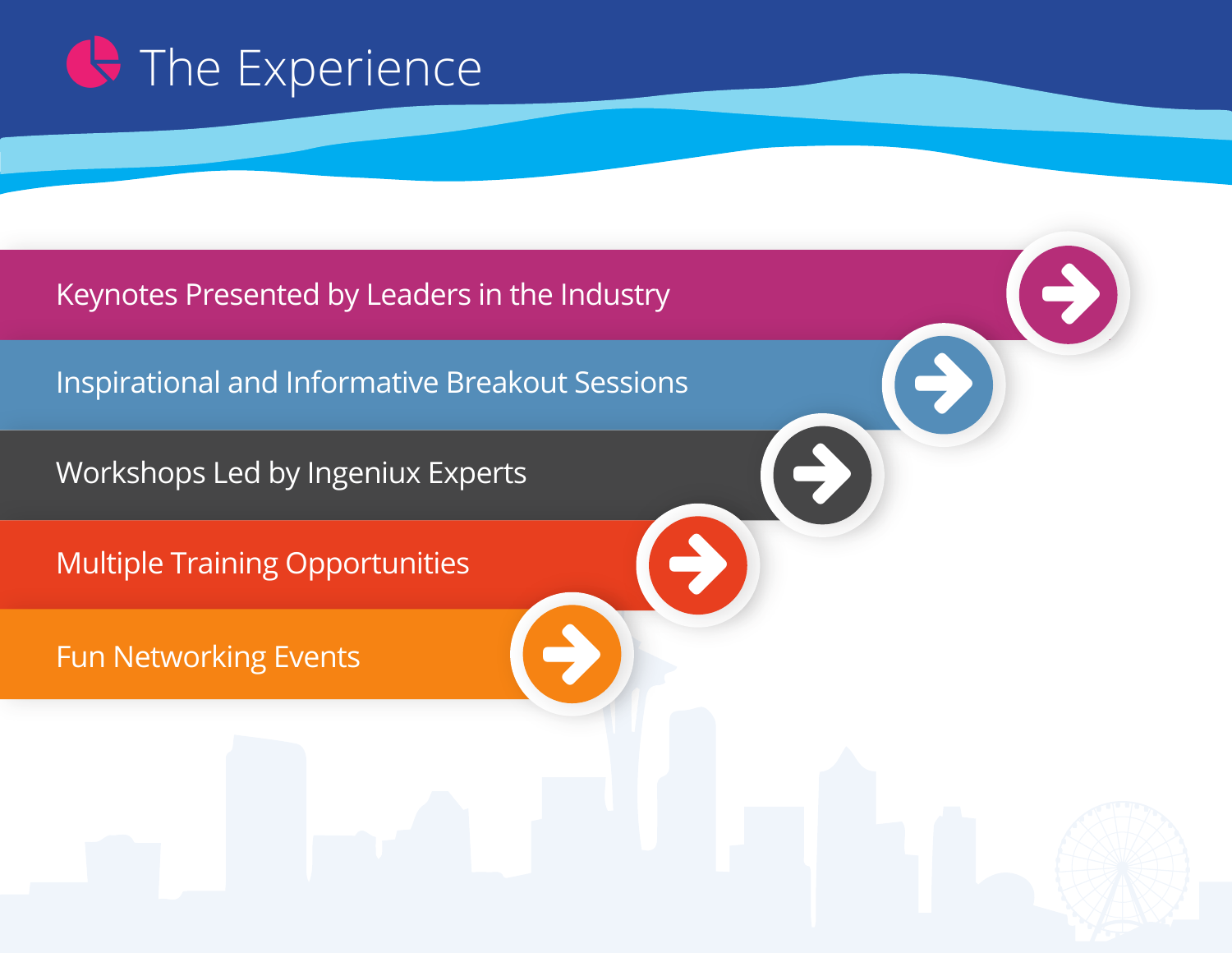# The Experience

- Keynotes Presented by Leaders in the Industry
- Inspirational and Informative Breakout Sessions
- Workshops Led by Ingeniux Experts
- Multiple Training Opportunities
- Fun Networking Events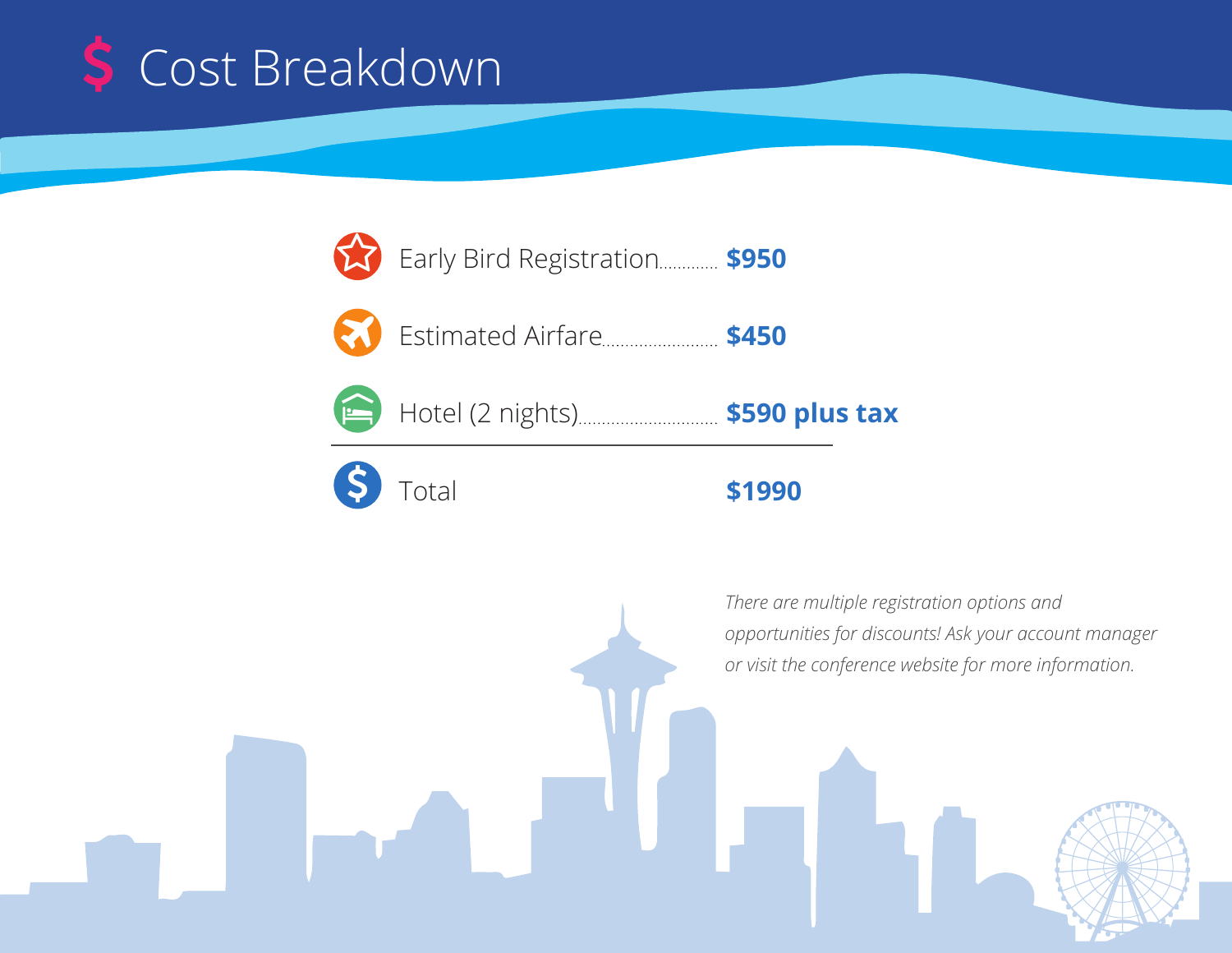# $ Cost Breakdown

| Item | Cost |
|---|---|
| Early Bird Registration | **$950** |
| Estimated Airfare | **$450** |
| Hotel (2 nights) | **$590 plus tax** |
| Total | **$1990** |

*There are multiple registration options and opportunities for discounts! Ask your account manager or visit the conference website for more information.*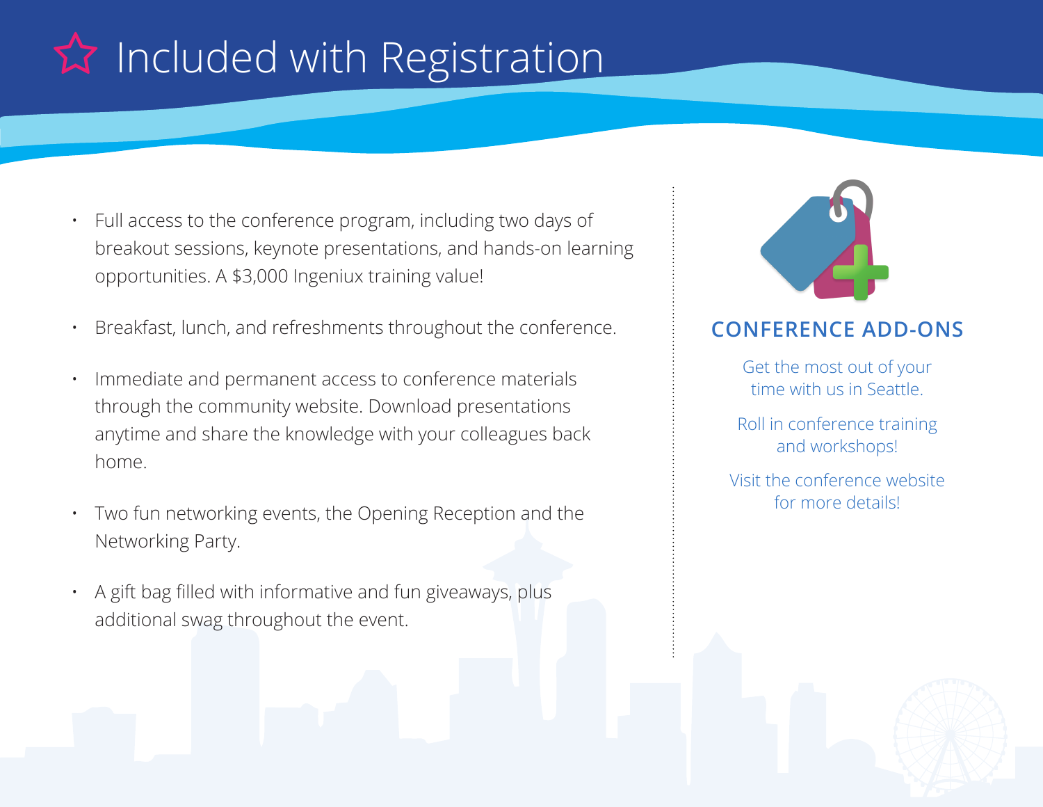# Included with Registration

- Full access to the conference program, including two days of breakout sessions, keynote presentations, and hands-on learning opportunities. A $3,000 Ingeniux training value!
- Breakfast, lunch, and refreshments throughout the conference.
- Immediate and permanent access to conference materials through the community website. Download presentations anytime and share the knowledge with your colleagues back home.
- Two fun networking events, the Opening Reception and the Networking Party.
- A gift bag filled with informative and fun giveaways, plus additional swag throughout the event.

## CONFERENCE ADD-ONS

Get the most out of your time with us in Seattle.

Roll in conference training and workshops!

Visit the conference website for more details!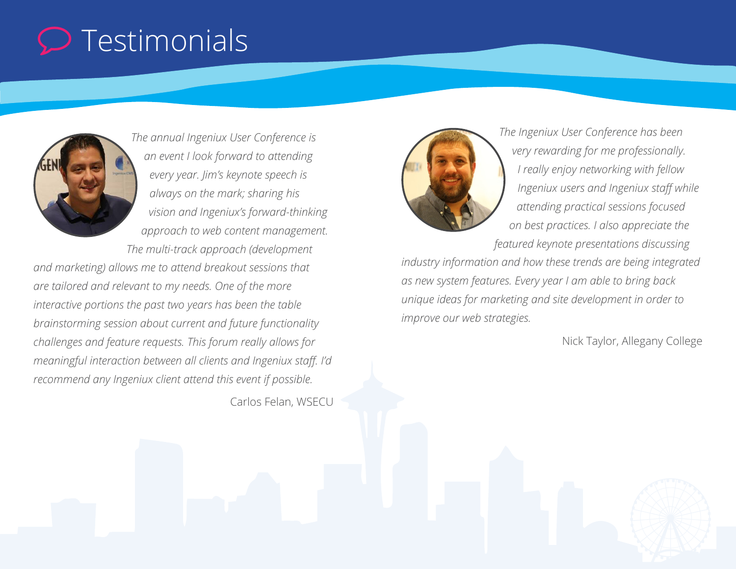# Testimonials

*The annual Ingeniux User Conference is an event I look forward to attending every year. Jim's keynote speech is always on the mark; sharing his vision and Ingeniux's forward-thinking approach to web content management. The multi-track approach (development and marketing) allows me to attend breakout sessions that are tailored and relevant to my needs. One of the more interactive portions the past two years has been the table brainstorming session about current and future functionality challenges and feature requests. This forum really allows for meaningful interaction between all clients and Ingeniux staff. I'd recommend any Ingeniux client attend this event if possible.*

Carlos Felan, WSECU

*The Ingeniux User Conference has been very rewarding for me professionally. I really enjoy networking with fellow Ingeniux users and Ingeniux staff while attending practical sessions focused on best practices. I also appreciate the featured keynote presentations discussing industry information and how these trends are being integrated as new system features. Every year I am able to bring back unique ideas for marketing and site development in order to improve our web strategies.*

Nick Taylor, Allegany College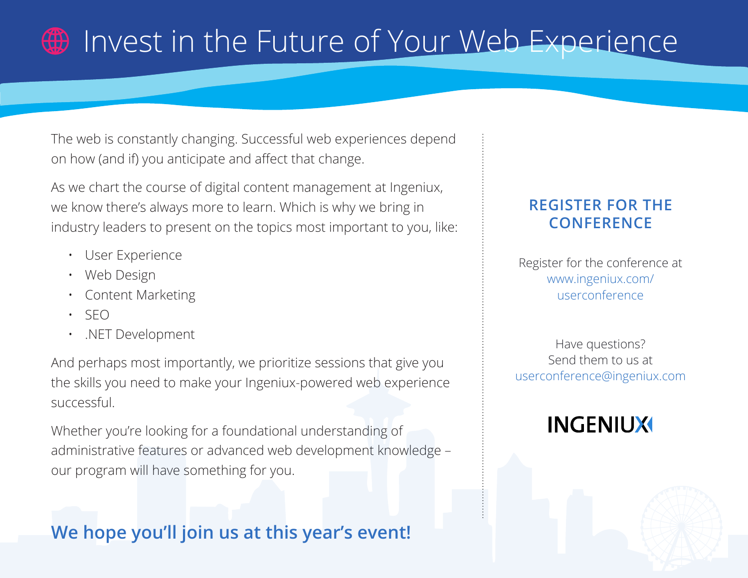# Invest in the Future of Your Web Experience

The web is constantly changing. Successful web experiences depend on how (and if) you anticipate and affect that change.

As we chart the course of digital content management at Ingeniux, we know there's always more to learn. Which is why we bring in industry leaders to present on the topics most important to you, like:

- User Experience
- Web Design
- Content Marketing
- SEO
- .NET Development

And perhaps most importantly, we prioritize sessions that give you the skills you need to make your Ingeniux-powered web experience successful.

Whether you're looking for a foundational understanding of administrative features or advanced web development knowledge – our program will have something for you.

## We hope you'll join us at this year's event!

## REGISTER FOR THE CONFERENCE

Register for the conference at www.ingeniux.com/userconference

Have questions? Send them to us at userconference@ingeniux.com

INGENIUX